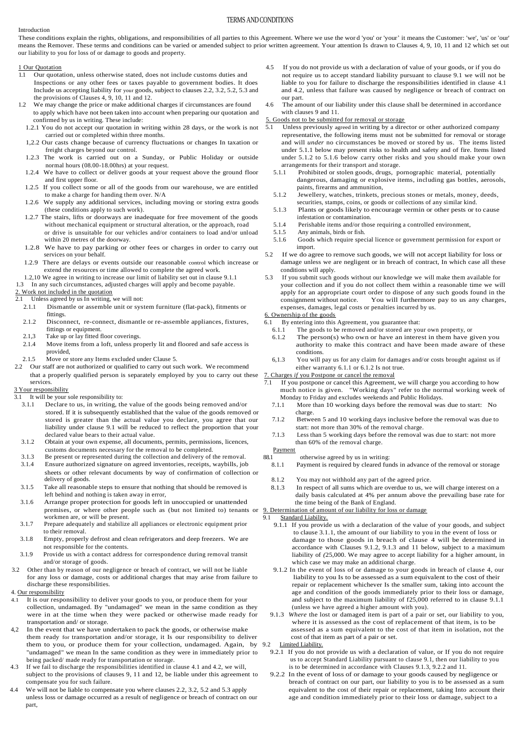# TERMS AND CONDITIONS

Introduction

These conditions explain the rights, obligations, and responsibilities of all parties to this Agreement. Where we use the word 'you' or 'your' it means the Customer: 'we', 'us' or 'our' means the Remover. These terms and conditions can be varied or amended subject to prior written agreement. Your attention Is drawn to Clauses 4, 9, 10, 11 and 12 which set out our liability to you for loss of or damage to goods and property.

1 Our Quotation

1.1 Our quotation, unless otherwise stated, does not include customs duties and Inspections or any other fees or taxes payable to government bodies. It does Include us accepting liability for your goods, subject to clauses 2.2, 3.2, 5.2, 5.3 and the provisions of Clauses 4, 9, 10, 11 and 12.

1.2 We may change the price or make additional charges if circumstances are found to apply which have not been taken into account when preparing our quotation and confirmed by us in writing. These include:

1.2.1 You do not accept our quotation in writing within 28 days, or the work is not carried out or completed within three months.

1,2.2 Our casts change because of currency fluctuations or changes In taxation or freight charges beyond our control.

1.2.3 The work is carried out on a Sunday, or Public Holiday or outside normal hours (08.00-18.00hrs) at your request.

1.2.4 We have to collect or deliver goods at your request above the ground floor and first upper floor.

1.2.5 If you collect some or all of the goods from our warehouse, we are entitled to make a charge for handing them over. N/A

1.2.6 We supply any additional services, including moving or storing extra goods (these conditions apply to such work).

1.2.7 The stairs, lifts or doorways are inadequate for free movement of the goods without mechanical equipment or structural alteration, or the approach, road or drive is unsuitable for our vehicles and/or containers to load and/or unload within 20 metres of the doorway.

1.2.8 We have to pay parking or other fees or charges in order to carry out services on your behalf.

1.2.9 There are delays or events outside our reasonable control which increase or extend the resources or time allowed to complete the agreed work.

1.2,10 We agree in writing to increase our limit of liability set out in clause 9.1.1

1.3 In any such circumstances, adjusted charges will apply and become payable.

2. Work not included in the quotation

2.1 Unless agreed by us In writing, we will not:

2.1.1 Dismantle or assemble unit or system furniture (flat-pack), fitments or fittings.

2.1.2 Disconnect, re-connect, dismantle or re-assemble appliances, fixtures, fittings or equipment.

2.1,3 Take up or lay fitted floor coverings.

2.1.4 Move items from a loft, unless properly lit and floored and safe access is provided,

2.1.5 Move or store any Items excluded under Clause 5.

2.2 Our staff are not authorized or qualified to carry out such work. We recommend that a properly qualified person is separately employed by you to carry out these services.

3 Your responsibility

3.1 It will be your sole responsibility to:

3.1.1 Declare to us, in writing, the value of the goods being removed and/or stored. If it is subsequently established that the value of the goods removed or stored is greater than the actual value you declare, you agree that our liability under clause 9.1 will be reduced to reflect the proportion that your declared value bears to their actual value.

3.1.2 Obtain at your own expense, all documents, permits, permissions, licences, customs documents necessary for the removal to be completed.

3.1.3 Be present or represented during the collection and delivery of the removal.

3.1.4 Ensure authorized signature on agreed inventories, receipts, waybills, job sheets or other relevant documents by way of confirmation of collection or delivery of goods.

3.1.5 Take all reasonable steps to ensure that nothing that should be removed is left behind and nothing is taken away in error,

3.1.6 Arrange proper protection for goods left in unoccupied or unattended premises, or where other people such as (but not limited to) tenants or workmen are, or will be present.

3.1.7 Prepare adequately and stabilize all appliances or electronic equipment prior to their removal.

3.1.8 Empty, properly defrost and clean refrigerators and deep freezers. We are not responsible for the contents.

3.1.9 Provide us with a contact address for correspondence during removal transit and/or storage of goods.

3.2 Other than by reason of our negligence or breach of contract, we will not be liable for any loss or damage, costs or additional charges that may arise from failure to discharge these responsibilities.

4. Our responsibility

4.1 It is our responsibility to deliver your goods to you, or produce them for your collection, undamaged. By "undamaged" we mean in the same condition as they were in at the time when they were packed or otherwise made ready for transportation and/ or storage.

4,2 In the event that we have undertaken to pack the goods, or otherwise make them ready for transportation and/or storage, it Is our responsibility to deliver them to you, or produce them for your collection, undamaged. Again, by "undamaged" we mean In the same condition as they were in immediately prior to being packed/ made ready for transportation or storage.

4.3 If we fail to discharge the responsibilities identified in clause 4.1 and 4.2, we will, subject to the provisions of clauses 9, 11 and 12, be liable under this agreement to compensate you for such failure.

4.4 We will not be liable to compensate you where clauses 2.2, 3.2, 5.2 and 5.3 apply unless loss or damage occurred as a result of negligence or breach of contract on our part,

4.5 If you do not provide us with a declaration of value of your goods, or if you do not require us to accept standard liability pursuant to clause 9.1 we will not be liable to you for failure to discharge the responsibilities identified in clause 4.1 and 4.2, unless that failure was caused by negligence or breach of contract on our part.

4.6 The amount of our liability under this clause shall be determined in accordance with clauses 9 and 11.

5. Goods not to be submitted for removal or storage

5.1 Unless previously agreed in writing by a director or other authorized company representative, the following items must not be submitted for removal or storage and will *under* no circumstances be moved or stored by us. The items listed under 5.1.1 below may present risks to health and safety and of fire. Items listed under 5.1.2 to 5.1.6 below carry other risks and you should make your own arrangements for their transport and storage.

5.1.1 Prohibited or stolen goods, drugs, pornographic material, potentially dangerous, damaging or explosive items, including gas bottles, aerosols, paints, firearms and ammunition,

5.1.2 Jewellery, watches, trinkets, precious stones or metals, money, deeds, securities, stamps, coins, or goods or collections of any similar kind.

5.1.3 Plants or goods likely to encourage vermin or other pests or to cause infestation or contamination.

5.1.4 Perishable items and/or those requiring a controlled environment,

5.1.5 Any animals, birds or fish.

5.1.6 Goods which require special licence or government permission for export or import.

5.2 If we do agree to remove such goods, we will not accept liability for loss or damage unless we are negligent or in breach of contract, In which case all these conditions will apply.

5.3 If you submit such goods without our knowledge we will make them available for your collection and if you do not collect them within a reasonable time we will apply for an appropriate court order to dispose of any such goods found in the consignment without notice. You will furthermore pay to us any charges, expenses, damages, legal costs or penalties incurred by us.

6. Ownership of the goods

6.1 By entering into this Agreement, you guarantee that:

6.1.1 The goods to be removed and/or stored are your own property, or

6.1.2 The person(s) who own or have an interest in them have given you authority to make this contract and have been made aware of these conditions.

6,1.3 You will pay us for any claim for damages and/or costs brought against us if either warranty 6.1.1 or 6.1.2 Is not true.

7. Charges *if* you Postpone or cancel the removal

7.1 If you postpone or cancel this Agreement, we will charge you according to how much notice is given. "Working days" refer to the normal working week of Monday to Friday and excludes weekends and Public Holidays.

7.1.1 More than 10 working days before the removal was due to start: No charge.

7.1.2 Between 5 and 10 working days inclusive before the removal was due to start: not more than 30% of the removal charge.

7.1.3 Less than 5 working days before the removal was due to start: not more than 60% of the removal charge.

Payment

88.1 otherwise agreed by us in writing:

8.1.1 Payment is required by cleared funds in advance of the removal or storage

8.1.2 You may not withhold any part of the agreed price.

8.1.3 In respect of all sums which are overdue to us, we will charge interest on a daily basis calculated at 4% per annum above the prevailing base rate for the time being of the Bank of England.

9. Determination of amount of our liability for loss or damage

9.1 Standard Liability.

9.1.1 If you provide us with a declaration of the value of your goods, and subject to clause 3.1.1, the amount of our liability to you in the event of loss or damage to those goods in breach of clause 4 will be determined in accordance with Clauses 9.1.2, 9.1.3 and 11 below, subject to a maximum liability of *(*25,000. We may agree to accept liability for a higher amount, in which case we may make an additional charge.

9.1.2 In the event of loss of or damage to your goods in breach of clause 4, our liability to you Is to be assessed as a sum equivalent to the cost of their repair or replacement whichever Is the smaller sum, taking into account the age and condition of the goods immediately prior to their loss or damage, and subject to the maximum liability of f25,000 referred to in clause 9.1.1 (unless we have agreed a higher amount with you).

9.1.3 *Where* the lost or damaged item is part of a pair or set, our liability to you, where it is assessed as the cost of replacement of that item, is to be assessed as a sum equivalent to the cost of that item in isolation, not the cost of that item as part of a pair or set.

9.2 Limited Liability.

9.2.1 If you do not provide us with a declaration of value, or If you do not require us to accept Standard Liability pursuant to clause 9.1, then our liability to you is to be determined in accordance with Clauses 9.1.3, 9.2.2 and 11.

9.2.2 In the event of loss of or damage to your goods caused by negligence or breach of contract on our part, our liability to you is to be assessed as a sum equivalent to the cost of their repair or replacement, taking Into account their age and condition immediately prior to their loss or damage, subject to a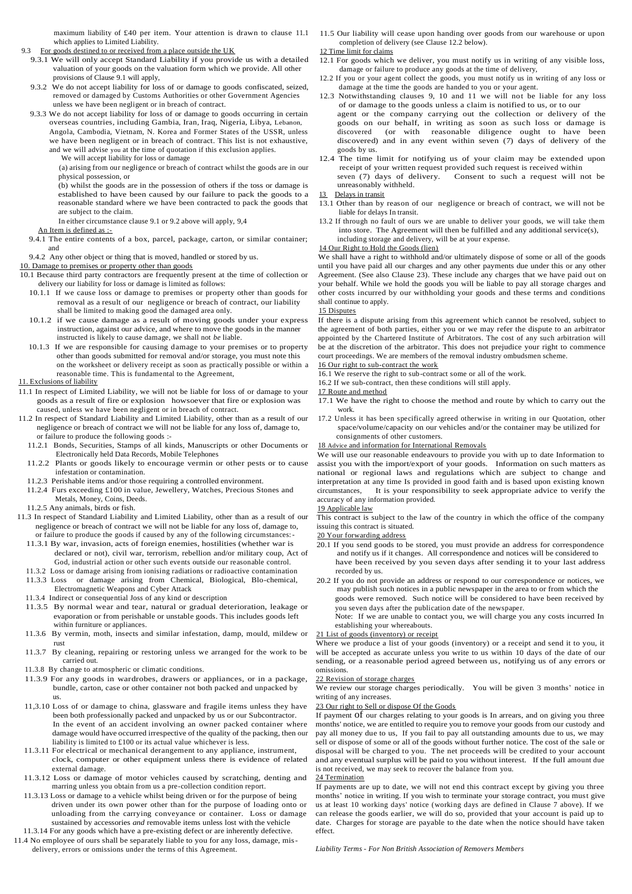maximum liability of £40 per item. Your attention is drawn to clause 11.1 which applies to Limited Liability.

9.3 For goods destined to or received from a place outside the UK

9.3.1 We will only accept Standard Liability if you provide us with a detailed valuation of your goods on the valuation form which we provide. All other provisions of Clause 9.1 will apply,

9.3.2 We do not accept liability for loss of or damage to goods confiscated, seized, removed or damaged by Customs Authorities or other Government Agencies unless we have been negligent or in breach of contract.

9.3.3 We do not accept liability for loss of or damage to goods occurring in certain overseas countries, including Gambia, Iran, Iraq, Nigeria, Libya, Lebanon, Angola, Cambodia, Vietnam, N. Korea and Former States of the USSR, unless we have been negligent or in breach of contract. This list is not exhaustive, and we will advise you at the time of quotation if this exclusion applies.

We will accept liability for loss or damage

(a) arising from our negligence or breach of contract whilst the goods are in our physical possession, or

(b) whilst the goods are in the possession of others if the toss or damage is established to have been caused by our failure to pack the goods to a reasonable standard where we have been contracted to pack the goods that are subject to the claim.

In either circumstance clause 9.1 or 9.2 above will apply, 9,4

An Item is defined as :-

9.4.1 The entire contents of a box, parcel, package, carton, or similar container; and

9.4.2 Any other object or thing that is moved, handled or stored by us.

10. Damage to premises or property other than goods

10.1 Because third party contractors are frequently present at the time of collection or delivery our liability for loss or damage is limited as follows:

10.1.1 If we cause loss or damage to premises or property other than goods for removal as a result of our negligence or breach of contract, our liability shall be limited to making good the damaged area only.

10.1.2 if we cause damage as a result of moving goods under your express instruction, against our advice, and where to move the goods in the manner instructed is likely to cause damage, we shall not *be* liable.

10.1.3 If we are responsible for causing damage to your premises or to property other than goods submitted for removal and/or storage, you must note this on the worksheet or delivery receipt as soon as practically possible or within a reasonable time. This is fundamental to the Agreement,

11. Exclusions of liability

11.1 In respect of Limited Liability, we will not be liable for loss of or damage to your goods as a result of fire or explosion howsoever that fire or explosion was caused, unless we have been negligent or in breach of contract.

11.2 In respect of Standard Liability and Limited Liability, other than as a result of our negligence or breach of contract we will not be liable for any loss of, damage to, or failure to produce the following goods :-

11.2.1 Bonds, Securities, Stamps of all kinds, Manuscripts or other Documents or Electronically held Data Records, Mobile Telephones

11.2.2 Plants or goods likely to encourage vermin or other pests or to cause infestation or contamination.

11.2.3 Perishable items and/or those requiring a controlled environment.

11.2.4 Furs exceeding £100 in value, Jewellery, Watches, Precious Stones and Metals, Money, Coins, Deeds.

11.2.5 Any animals, birds or fish.

11.3 In respect of Standard Liability and Limited Liability, other than as a result of our negligence or breach of contract we will not be liable for any loss of, damage to, or failure to produce the goods if caused by any of the following circumstances:-

11.3.1 By war, invasion, acts of foreign enemies, hostilities (whether war is declared or not), civil war, terrorism, rebellion and/or military coup, Act of God, industrial action or other such events outside our reasonable control.

11.3.2 Loss or damage arising from ionising radiations or radioactive contamination

11.3.3 Loss or damage arising from Chemical, Biological, Blo-chemical, Electromagnetic Weapons and Cyber Attack

11.3.4 Indirect or consequential Joss of any kind or description

11.3.5 By normal wear and tear, natural or gradual deterioration, leakage or evaporation or from perishable or unstable goods. This includes goods left within furniture or appliances.

11.3.6 By vermin, moth, insects and similar infestation, damp, mould, mildew or rust

11.3.7 By cleaning, repairing or restoring unless we arranged for the work to be carried out.

11.3.8 By change to atmospheric or climatic conditions.

11.3.9 For any goods in wardrobes, drawers or appliances, or in a package, bundle, carton, case or other container not both packed and unpacked by us.

11,3.10 Loss of or damage to china, glassware and fragile items unless they have been both professionally packed and unpacked by us or our Subcontractor. In the event of an accident involving an owner packed container where damage would have occurred irrespective of the quality of the packing, then our liability is limited to £100 or its actual value whichever is less.

11.3.11 For electrical or mechanical derangement to any appliance, instrument, clock, computer or other equipment unless there is evidence of related external damage.

11.3.12 Loss or damage of motor vehicles caused by scratching, denting and marring unless you obtain from us a pre-collection condition report.

11.3.13 Loss or damage to a vehicle whilst being driven or for the purpose of being driven under its own power other than for the purpose of loading onto or unloading from the carrying conveyance or container. Loss or damage sustained by accessories *and* removable items unless lost with the vehicle

11.3.14 For any goods which have a pre-existing defect or are inherently defective.

11.4 No employee of ours shall be separately liable to you for any loss, damage, mis-delivery, errors or omissions under the terms of this Agreement.

11.5 Our liability will cease upon handing over goods from our warehouse or upon completion of delivery (see Clause 12.2 below).

12 Time limit for claims

12.1 For goods which we deliver, you must notify us in writing of any visible loss, damage or failure to produce any goods at the time of delivery,

12.2 If you or your agent collect the goods, you must notify us in writing of any loss or damage at the time the goods are handed to you or your agent.

12.3 Notwithstanding clauses 9, 10 and 11 we will not be liable for any loss of or damage to the goods unless a claim is notified to us, or to our agent or the company carrying out the collection or delivery of the goods on our behalf, in writing as soon as such loss or damage is discovered (or with reasonable diligence ought to have been discovered) and in any event within seven (7) days of delivery of the goods by us.

12.4 The time limit for notifying us of your claim may be extended upon receipt of your written request provided such request is received within seven (7) days of delivery. Consent to such a request will not be unreasonably withheld.

13 Delays in transit

13.1 Other than by reason of our negligence or breach of contract, we will not be liable for delays In transit.

13.2 If through no fault of ours we are unable to deliver your goods, we will take them into store. The Agreement will then be fulfilled and any additional service(s), including storage and delivery, will be at your expense.

14 Our Right to Hold the Goods (lien)

We shall have a right to withhold and/or ultimately dispose of some or all of the goods until you have paid all our charges and any other payments due under this or any other Agreement. (See also Clause 23). These include any charges that we have paid out on your behalf. While we hold the goods you will be liable to pay all storage charges and other costs incurred by our withholding your goods and these terms and conditions shall continue to apply.

15 Disputes

If there is a dispute arising from this agreement which cannot be resolved, subject to the agreement of both parties, either you or we may refer the dispute to an arbitrator appointed by the Chartered Institute of Arbitrators. The cost of any such arbitration will be at the discretion of the arbitrator. This does not prejudice your right to commence court proceedings. We are members of the removal industry ombudsmen scheme.

16 Our right to sub-contract the work

16.1 We reserve the right to sub-contract some or all of the work.

16.2 If we sub-contract, then these conditions will still apply.

17 Route and method

17.1 We have the right to choose the method and route by which to carry out the work.

17.2 Unless it has been specifically agreed otherwise in writing in our Quotation, other space/volume/capacity on our vehicles and/or the container may be utilized for consignments of other customers.

18 Advice and information for International Removals

We will use our reasonable endeavours to provide you with up to date Information to assist you with the import/export of your goods. Information on such matters as national or regional laws and regulations which are subject to change and interpretation at any time Is provided in good faith and is based upon existing known circumstances, It is your responsibility to seek appropriate advice to verify the accuracy of any information provided.

19 Applicable law

This contract is subject to the law of the country in which the office of the company issuing this contract is situated.

20 Your forwarding address

20.1 If you send goods to be stored, you must provide an address for correspondence and notify us if it changes. All correspondence and notices will be considered to have been received by you seven days after sending it to your last address recorded by us.

20.2 If you do not provide an address or respond to our correspondence or notices, we may publish such notices in a public newspaper in the area to or from which the goods were removed. Such notice will be considered to have been received by you seven days after the publication date of the newspaper.

Note: If we are unable to contact you, we will charge you any costs incurred In establishing your whereabouts.

21 List of goods (inventory) or receipt

Where we produce a list of your goods (inventory) or a receipt and send it to you, it will be accepted as accurate unless you write to us within 10 days of the date of our sending, or a reasonable period agreed between us, notifying us of any errors or omissions.

22 Revision of storage charges

We review our storage charges periodically. You will be given 3 months' notice in writing of any increases.

23 Our right to Sell or dispose Of the Goods

If payment of our charges relating to your goods is In arrears, and on giving you three months' notice, we are entitled to require you to remove your goods from our custody and pay all money due to us, If you fail to pay all outstanding amounts due to us, we may sell or dispose of some or all of the goods without further notice. The cost of the sale or disposal will be charged to you. The net proceeds will be credited to your account and any eventual surplus will be paid to you without interest. If the full amount due is not received, we may seek to recover the balance from you.

24 Termination

If payments are up to date, we will not end this contract except by giving you three months' notice in writing. If you wish to terminate your storage contract, you must give us at least 10 working days' notice (working days are defined in Clause 7 above). If we can release the goods earlier, we will do so, provided that your account is paid up to date. Charges for storage are payable to the date when the notice should have taken effect.

*Liability Terms - For Non British Association of Removers Members*